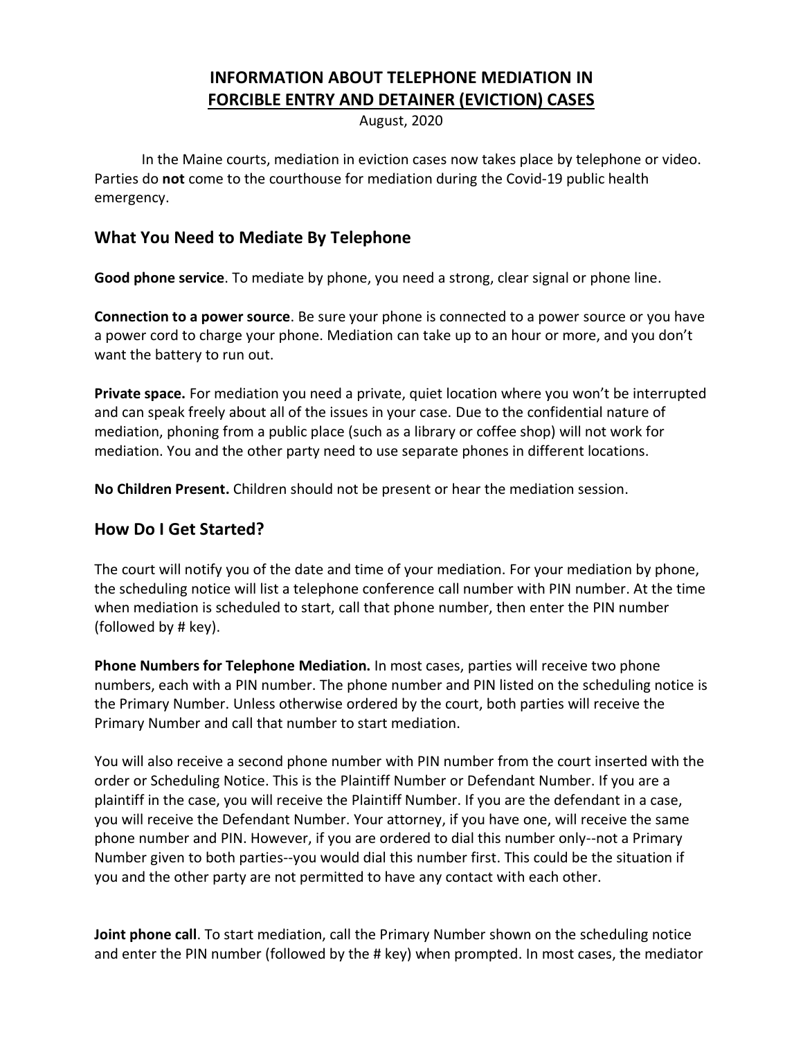# INFORMATION ABOUT TELEPHONE MEDIATION IN FORCIBLE ENTRY AND DETAINER (EVICTION) CASES

August, 2020

In the Maine courts, mediation in eviction cases now takes place by telephone or video. Parties do **not** come to the courthouse for mediation during the Covid-19 public health emergency.

## What You Need to Mediate By Telephone

**Good phone service**. To mediate by phone, you need a strong, clear signal or phone line.

**Connection to a power source**. Be sure your phone is connected to a power source or you have a power cord to charge your phone. Mediation can take up to an hour or more, and you don't want the battery to run out.

**Private space.** For mediation you need a private, quiet location where you won't be interrupted and can speak freely about all of the issues in your case. Due to the confidential nature of mediation, phoning from a public place (such as a library or coffee shop) will not work for mediation. You and the other party need to use separate phones in different locations.

**No Children Present.** Children should not be present or hear the mediation session.

## How Do I Get Started?

The court will notify you of the date and time of your mediation. For your mediation by phone, the scheduling notice will list a telephone conference call number with PIN number. At the time when mediation is scheduled to start, call that phone number, then enter the PIN number (followed by # key).

**Phone Numbers for Telephone Mediation.** In most cases, parties will receive two phone numbers, each with a PIN number. The phone number and PIN listed on the scheduling notice is the Primary Number. Unless otherwise ordered by the court, both parties will receive the Primary Number and call that number to start mediation.

You will also receive a second phone number with PIN number from the court inserted with the order or Scheduling Notice. This is the Plaintiff Number or Defendant Number. If you are a plaintiff in the case, you will receive the Plaintiff Number. If you are the defendant in a case, you will receive the Defendant Number. Your attorney, if you have one, will receive the same phone number and PIN. However, if you are ordered to dial this number only--not a Primary Number given to both parties--you would dial this number first. This could be the situation if you and the other party are not permitted to have any contact with each other.

**Joint phone call**. To start mediation, call the Primary Number shown on the scheduling notice and enter the PIN number (followed by the # key) when prompted. In most cases, the mediator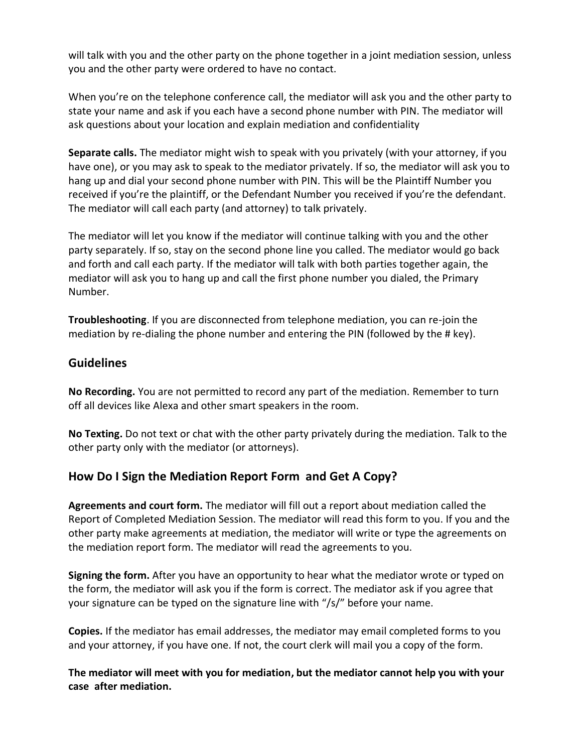will talk with you and the other party on the phone together in a joint mediation session, unless you and the other party were ordered to have no contact.

When you're on the telephone conference call, the mediator will ask you and the other party to state your name and ask if you each have a second phone number with PIN. The mediator will ask questions about your location and explain mediation and confidentiality

**Separate calls.** The mediator might wish to speak with you privately (with your attorney, if you have one), or you may ask to speak to the mediator privately. If so, the mediator will ask you to hang up and dial your second phone number with PIN. This will be the Plaintiff Number you received if you're the plaintiff, or the Defendant Number you received if you're the defendant. The mediator will call each party (and attorney) to talk privately.

The mediator will let you know if the mediator will continue talking with you and the other party separately. If so, stay on the second phone line you called. The mediator would go back and forth and call each party. If the mediator will talk with both parties together again, the mediator will ask you to hang up and call the first phone number you dialed, the Primary Number.

**Troubleshooting**. If you are disconnected from telephone mediation, you can re-join the mediation by re-dialing the phone number and entering the PIN (followed by the # key).

## Guidelines

**No Recording.** You are not permitted to record any part of the mediation. Remember to turn off all devices like Alexa and other smart speakers in the room.

**No Texting.** Do not text or chat with the other party privately during the mediation. Talk to the other party only with the mediator (or attorneys).

## How Do I Sign the Mediation Report Form and Get A Copy?

**Agreements and court form.** The mediator will fill out a report about mediation called the Report of Completed Mediation Session. The mediator will read this form to you. If you and the other party make agreements at mediation, the mediator will write or type the agreements on the mediation report form. The mediator will read the agreements to you.

**Signing the form.** After you have an opportunity to hear what the mediator wrote or typed on the form, the mediator will ask you if the form is correct. The mediator ask if you agree that your signature can be typed on the signature line with "/s/" before your name.

**Copies.** If the mediator has email addresses, the mediator may email completed forms to you and your attorney, if you have one. If not, the court clerk will mail you a copy of the form.

**The mediator will meet with you for mediation, but the mediator cannot help you with your case after mediation.**